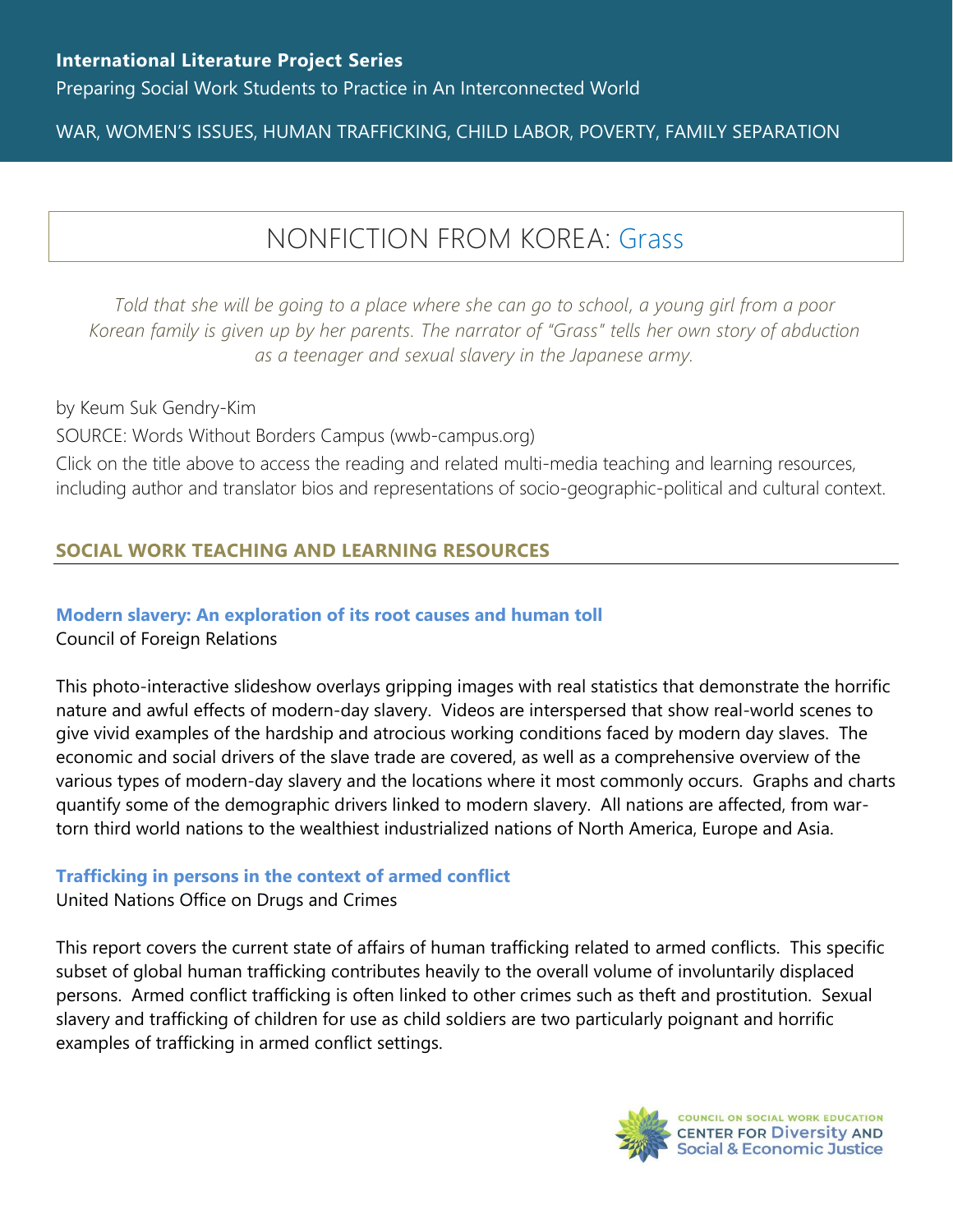**International Literature Project Series**

Preparing Social Work Students to Practice in An Interconnected World

WAR, WOMEN'S ISSUES, HUMAN TRAFFICKING, CHILD LABOR, POVERTY, FAMILY SEPARATION

# NONFICTION FROM KOREA: Grass

*Told that she will be going to a place where she can go to school, a young girl from a poor Korean family is given up by her parents. The narrator of "Grass" tells her own story of abduction as a teenager and sexual slavery in the Japanese army.*

by Keum Suk Gendry-Kim

SOURCE: Words Without Borders Campus (wwb-campus.org)

Click on the title above to access the reading and related multi-media teaching and learning resources, including author and translator bios and representations of socio-geographic-political and cultural context.

## SOCIAL WORK TEACHING AND LEARNING RESOURCES

### Modern slavery: An exploration of its root causes and human toll

Council of Foreign Relations

This photo-interactive slideshow overlays gripping images with real statistics that demonstrate the horrific nature and awful effects of modern-day slavery. Videos are interspersed that show real-world scenes to give vivid examples of the hardship and atrocious working conditions faced by modern day slaves. The economic and social drivers of the slave trade are covered, as well as a comprehensive overview of the various types of modern-day slavery and the locations where it most commonly occurs. Graphs and charts quantify some of the demographic drivers linked to modern slavery. All nations are affected, from war-torn third world nations to the wealthiest industrialized nations of North America, Europe and Asia.

### Trafficking in persons in the context of armed conflict

United Nations Office on Drugs and Crimes

This report covers the current state of affairs of human trafficking related to armed conflicts. This specific subset of global human trafficking contributes heavily to the overall volume of involuntarily displaced persons. Armed conflict trafficking is often linked to other crimes such as theft and prostitution. Sexual slavery and trafficking of children for use as child soldiers are two particularly poignant and horrific examples of trafficking in armed conflict settings.

COUNCIL ON SOCIAL WORK EDUCATION
CENTER FOR Diversity AND Social & Economic Justice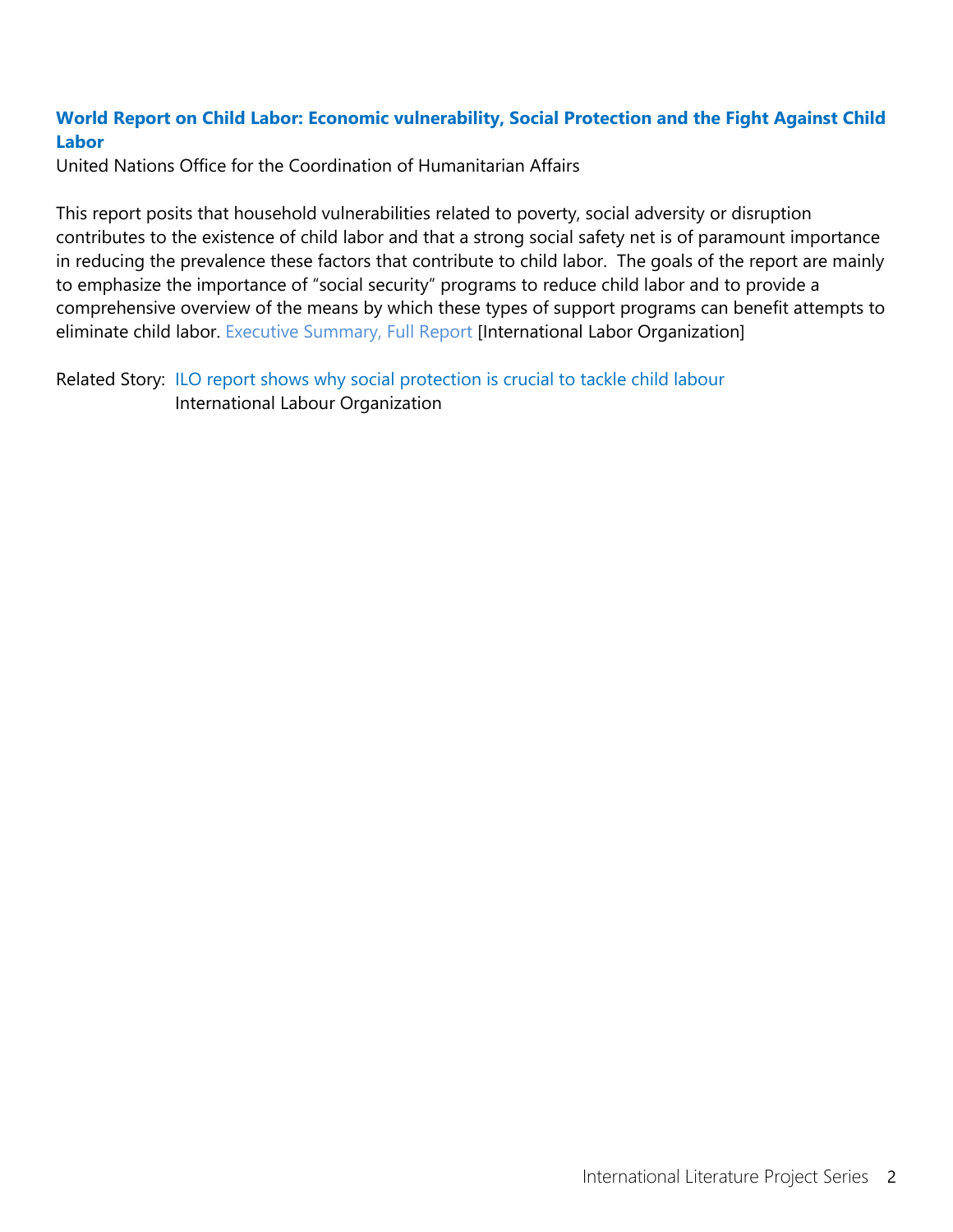**World Report on Child Labor: Economic vulnerability, Social Protection and the Fight Against Child Labor**

United Nations Office for the Coordination of Humanitarian Affairs

This report posits that household vulnerabilities related to poverty, social adversity or disruption contributes to the existence of child labor and that a strong social safety net is of paramount importance in reducing the prevalence these factors that contribute to child labor. The goals of the report are mainly to emphasize the importance of "social security" programs to reduce child labor and to provide a comprehensive overview of the means by which these types of support programs can benefit attempts to eliminate child labor. Executive Summary, Full Report [International Labor Organization]

Related Story: ILO report shows why social protection is crucial to tackle child labour
International Labour Organization